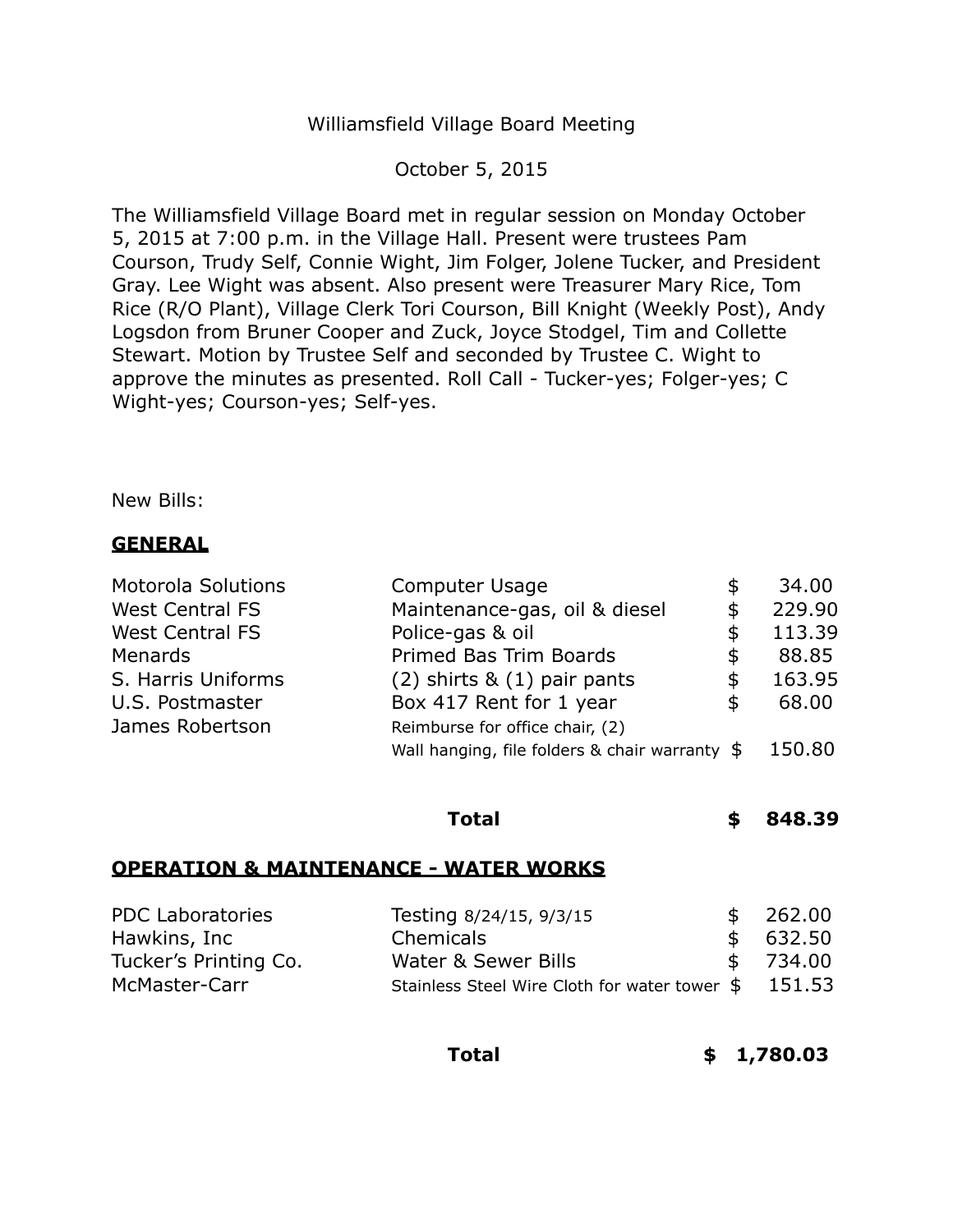Williamsfield Village Board Meeting

October 5, 2015

The Williamsfield Village Board met in regular session on Monday October 5, 2015 at 7:00 p.m. in the Village Hall. Present were trustees Pam Courson, Trudy Self, Connie Wight, Jim Folger, Jolene Tucker, and President Gray. Lee Wight was absent. Also present were Treasurer Mary Rice, Tom Rice (R/O Plant), Village Clerk Tori Courson, Bill Knight (Weekly Post), Andy Logsdon from Bruner Cooper and Zuck, Joyce Stodgel, Tim and Collette Stewart. Motion by Trustee Self and seconded by Trustee C. Wight to approve the minutes as presented. Roll Call - Tucker-yes; Folger-yes; C Wight-yes; Courson-yes; Self-yes.

New Bills:

**GENERAL**

| | | | |
|---|---|---|---|
| Motorola Solutions | Computer Usage | $ | 34.00 |
| West Central FS | Maintenance-gas, oil & diesel | $ | 229.90 |
| West Central FS | Police-gas & oil | $ | 113.39 |
| Menards | Primed Bas Trim Boards | $ | 88.85 |
| S. Harris Uniforms | (2) shirts & (1) pair pants | $ | 163.95 |
| U.S. Postmaster | Box 417 Rent for 1 year | $ | 68.00 |
| James Robertson | Reimburse for office chair, (2) Wall hanging, file folders & chair warranty | $ | 150.80 |
| | **Total** | **$** | **848.39** |

**OPERATION & MAINTENANCE - WATER WORKS**

| | | | |
|---|---|---|---|
| PDC Laboratories | Testing 8/24/15, 9/3/15 | $ | 262.00 |
| Hawkins, Inc | Chemicals | $ | 632.50 |
| Tucker's Printing Co. | Water & Sewer Bills | $ | 734.00 |
| McMaster-Carr | Stainless Steel Wire Cloth for water tower | $ | 151.53 |
| | **Total** | **$** | **1,780.03** |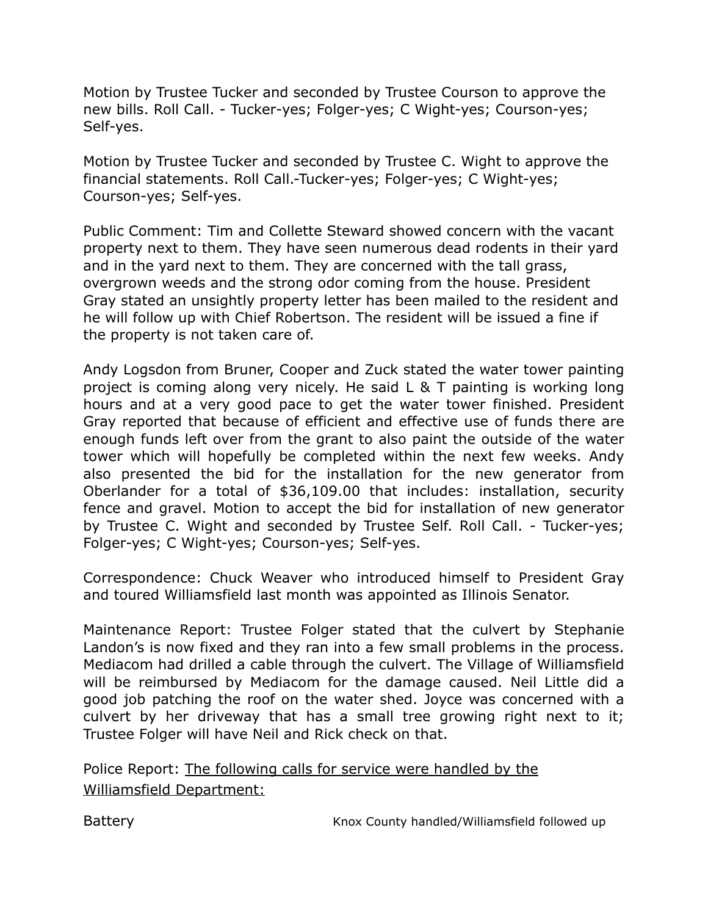Motion by Trustee Tucker and seconded by Trustee Courson to approve the new bills. Roll Call. - Tucker-yes; Folger-yes; C Wight-yes; Courson-yes; Self-yes.

Motion by Trustee Tucker and seconded by Trustee C. Wight to approve the financial statements. Roll Call.-Tucker-yes; Folger-yes; C Wight-yes; Courson-yes; Self-yes.

Public Comment: Tim and Collette Steward showed concern with the vacant property next to them. They have seen numerous dead rodents in their yard and in the yard next to them. They are concerned with the tall grass, overgrown weeds and the strong odor coming from the house. President Gray stated an unsightly property letter has been mailed to the resident and he will follow up with Chief Robertson. The resident will be issued a fine if the property is not taken care of.

Andy Logsdon from Bruner, Cooper and Zuck stated the water tower painting project is coming along very nicely. He said L & T painting is working long hours and at a very good pace to get the water tower finished. President Gray reported that because of efficient and effective use of funds there are enough funds left over from the grant to also paint the outside of the water tower which will hopefully be completed within the next few weeks. Andy also presented the bid for the installation for the new generator from Oberlander for a total of $36,109.00 that includes: installation, security fence and gravel. Motion to accept the bid for installation of new generator by Trustee C. Wight and seconded by Trustee Self. Roll Call. - Tucker-yes; Folger-yes; C Wight-yes; Courson-yes; Self-yes.

Correspondence: Chuck Weaver who introduced himself to President Gray and toured Williamsfield last month was appointed as Illinois Senator.

Maintenance Report: Trustee Folger stated that the culvert by Stephanie Landon's is now fixed and they ran into a few small problems in the process. Mediacom had drilled a cable through the culvert. The Village of Williamsfield will be reimbursed by Mediacom for the damage caused. Neil Little did a good job patching the roof on the water shed. Joyce was concerned with a culvert by her driveway that has a small tree growing right next to it; Trustee Folger will have Neil and Rick check on that.

Police Report: <u>The following calls for service were handled by the Williamsfield Department:</u>

| | |
|---|---|
| Battery | Knox County handled/Williamsfield followed up |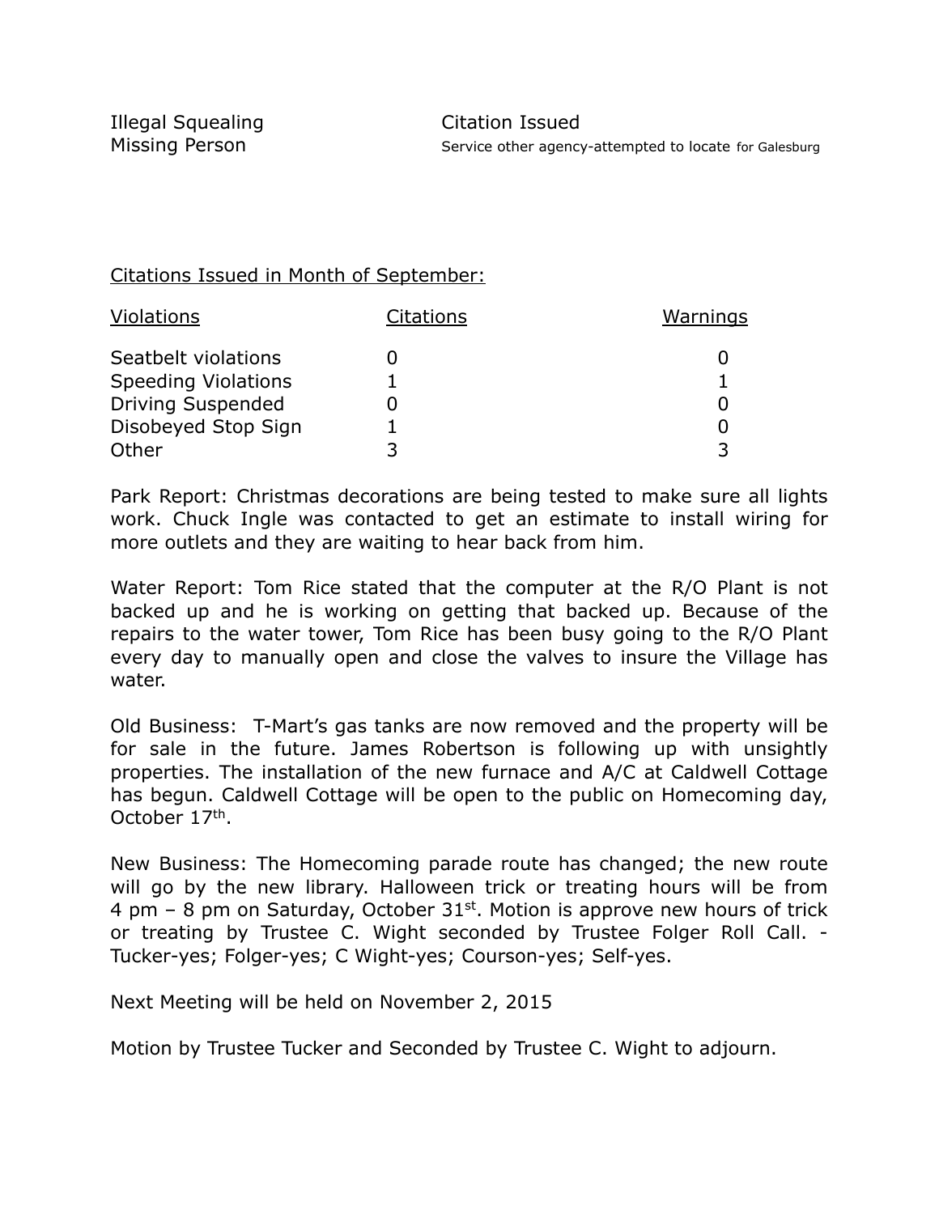| | |
|---|---|
| Illegal Squealing | Citation Issued |
| Missing Person | Service other agency-attempted to locate for Galesburg |

Citations Issued in Month of September:

| Violations | Citations | Warnings |
|---|---|---|
| Seatbelt violations | 0 | 0 |
| Speeding Violations | 1 | 1 |
| Driving Suspended | 0 | 0 |
| Disobeyed Stop Sign | 1 | 0 |
| Other | 3 | 3 |

Park Report: Christmas decorations are being tested to make sure all lights work. Chuck Ingle was contacted to get an estimate to install wiring for more outlets and they are waiting to hear back from him.

Water Report: Tom Rice stated that the computer at the R/O Plant is not backed up and he is working on getting that backed up. Because of the repairs to the water tower, Tom Rice has been busy going to the R/O Plant every day to manually open and close the valves to insure the Village has water.

Old Business: T-Mart's gas tanks are now removed and the property will be for sale in the future. James Robertson is following up with unsightly properties. The installation of the new furnace and A/C at Caldwell Cottage has begun. Caldwell Cottage will be open to the public on Homecoming day, October 17th.

New Business: The Homecoming parade route has changed; the new route will go by the new library. Halloween trick or treating hours will be from 4 pm – 8 pm on Saturday, October 31st. Motion is approve new hours of trick or treating by Trustee C. Wight seconded by Trustee Folger Roll Call. - Tucker-yes; Folger-yes; C Wight-yes; Courson-yes; Self-yes.

Next Meeting will be held on November 2, 2015

Motion by Trustee Tucker and Seconded by Trustee C. Wight to adjourn.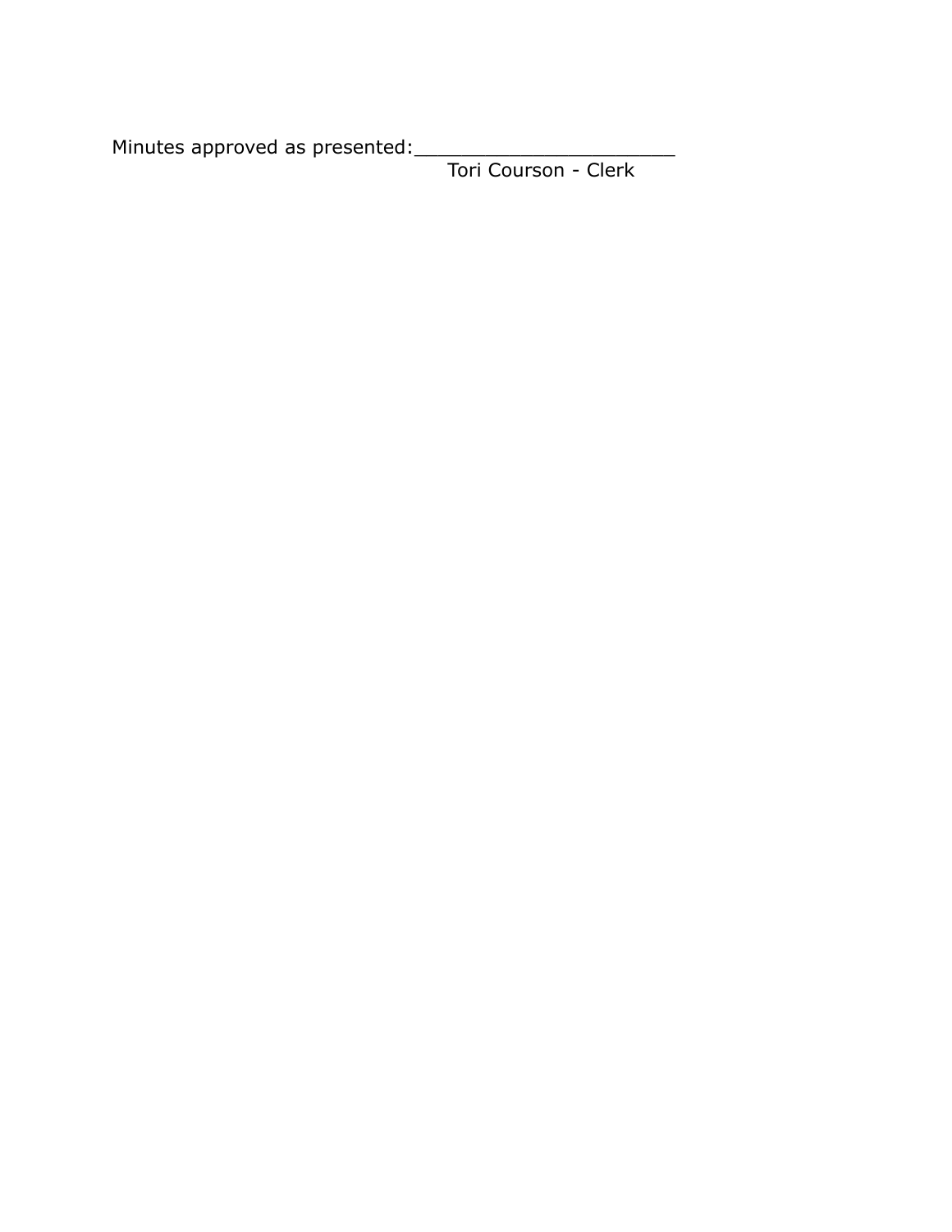Minutes approved as presented:______________________

Tori Courson - Clerk